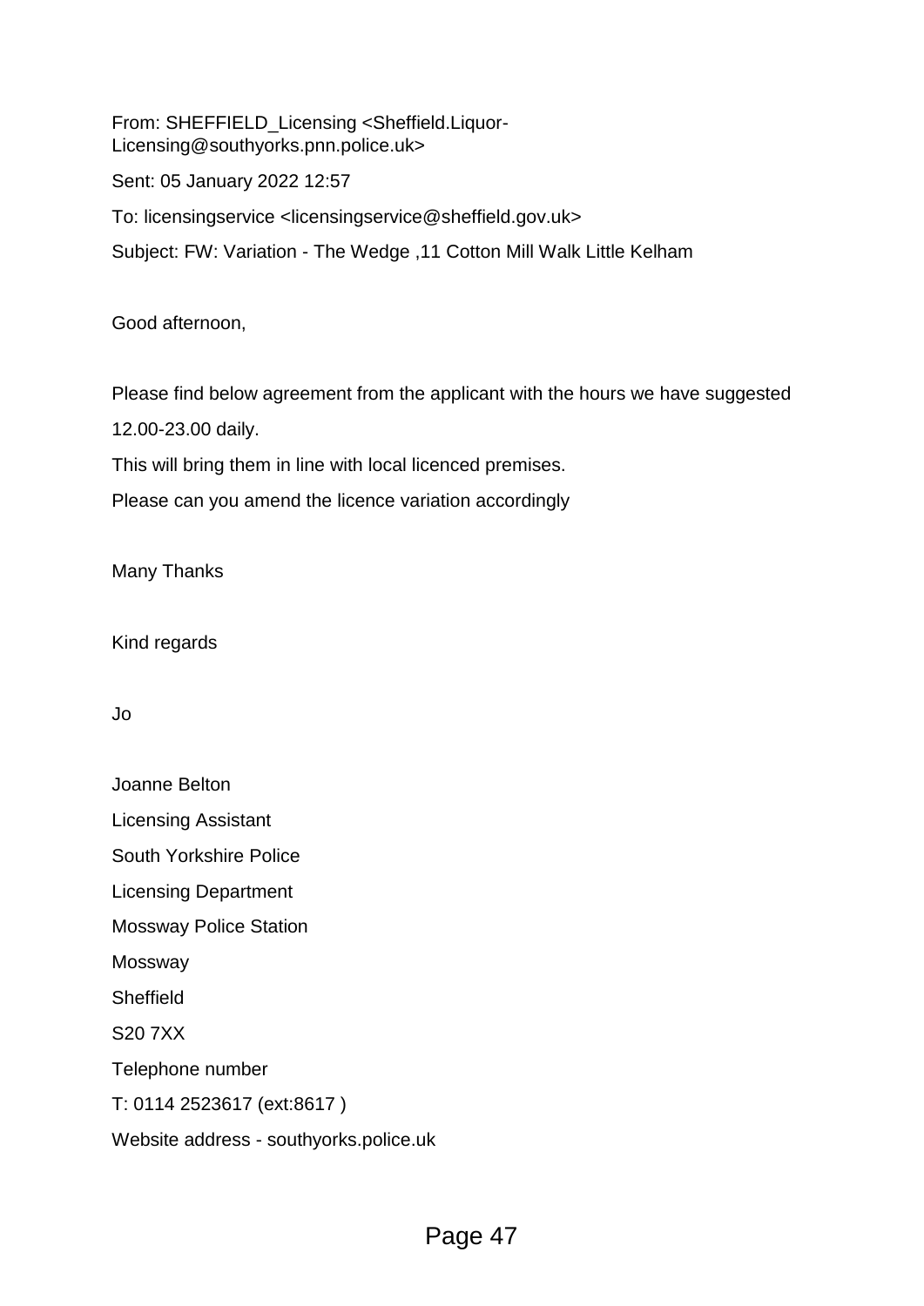From: SHEFFIELD_Licensing <Sheffield.Liquor-Licensing@southyorks.pnn.police.uk>

Sent: 05 January 2022 12:57

To: licensingservice <licensingservice@sheffield.gov.uk>

Subject: FW: Variation - The Wedge ,11 Cotton Mill Walk Little Kelham

Good afternoon,

Please find below agreement from the applicant with the hours we have suggested

12.00-23.00 daily.

This will bring them in line with local licenced premises.

Please can you amend the licence variation accordingly

Many Thanks

Kind regards

Jo

Joanne Belton

Licensing Assistant

South Yorkshire Police

Licensing Department

Mossway Police Station

Mossway

Sheffield

S20 7XX

Telephone number

T: 0114 2523617 (ext:8617 )

Website address - southyorks.police.uk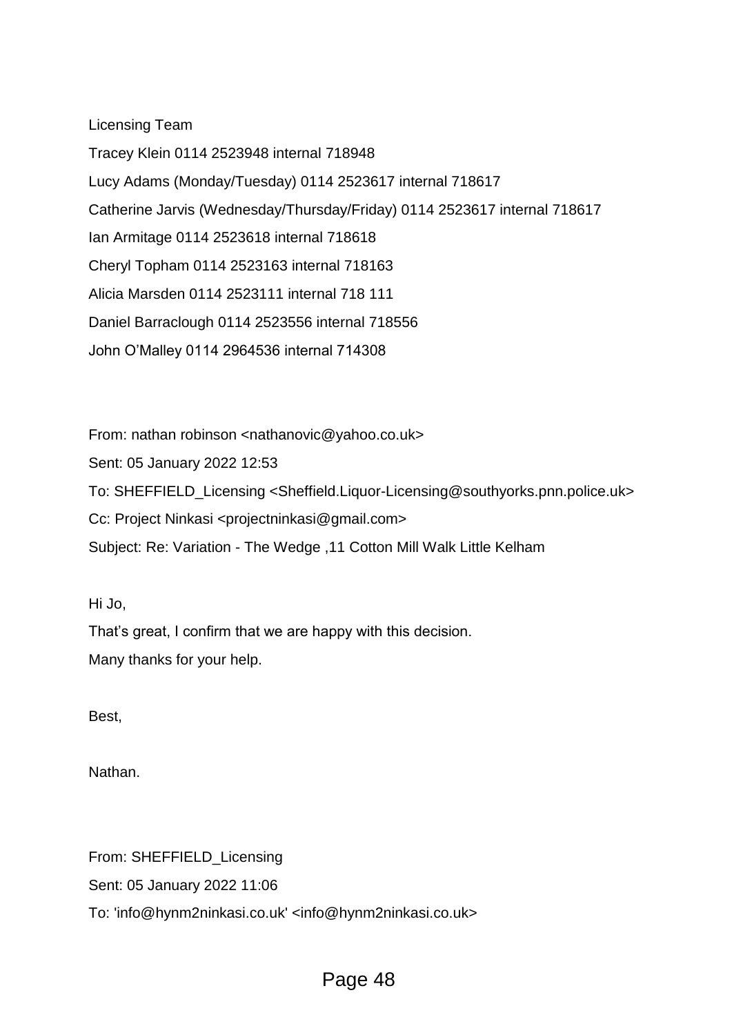Licensing Team

Tracey Klein 0114 2523948 internal 718948

Lucy Adams (Monday/Tuesday) 0114 2523617 internal 718617

Catherine Jarvis (Wednesday/Thursday/Friday) 0114 2523617 internal 718617

Ian Armitage 0114 2523618 internal 718618

Cheryl Topham 0114 2523163 internal 718163

Alicia Marsden 0114 2523111 internal 718 111

Daniel Barraclough 0114 2523556 internal 718556

John O'Malley 0114 2964536 internal 714308

From: nathan robinson <nathanovic@yahoo.co.uk>

Sent: 05 January 2022 12:53

To: SHEFFIELD_Licensing <Sheffield.Liquor-Licensing@southyorks.pnn.police.uk>

Cc: Project Ninkasi <projectninkasi@gmail.com>

Subject: Re: Variation - The Wedge ,11 Cotton Mill Walk Little Kelham

Hi Jo,

That's great, I confirm that we are happy with this decision.

Many thanks for your help.

Best,

Nathan.

From: SHEFFIELD_Licensing

Sent: 05 January 2022 11:06

To: 'info@hynm2ninkasi.co.uk' <info@hynm2ninkasi.co.uk>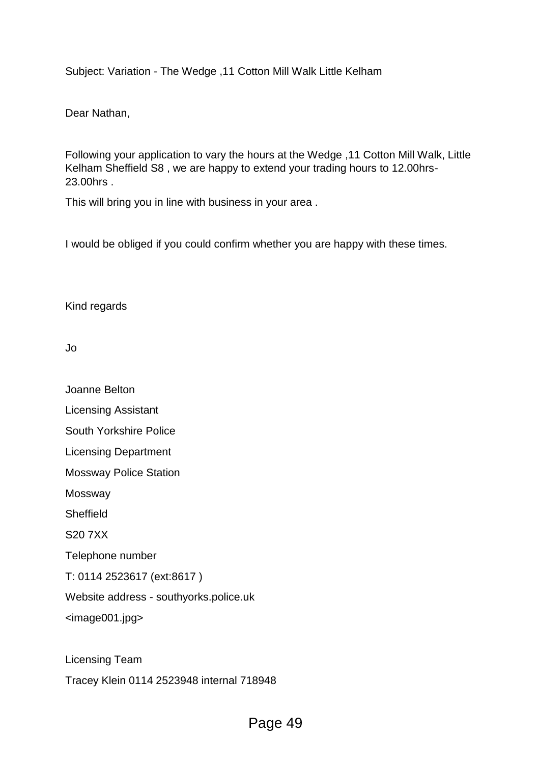Subject: Variation - The Wedge ,11 Cotton Mill Walk Little Kelham

Dear Nathan,

Following your application to vary the hours at the Wedge ,11 Cotton Mill Walk, Little Kelham Sheffield S8 , we are happy to extend your trading hours to 12.00hrs-23.00hrs .

This will bring you in line with business in your area .

I would be obliged if you could confirm whether you are happy with these times.

Kind regards

Jo

Joanne Belton

Licensing Assistant

South Yorkshire Police

Licensing Department

Mossway Police Station

Mossway

Sheffield

S20 7XX

Telephone number

T: 0114 2523617 (ext:8617 )

Website address - southyorks.police.uk

<image001.jpg>

Licensing Team

Tracey Klein 0114 2523948 internal 718948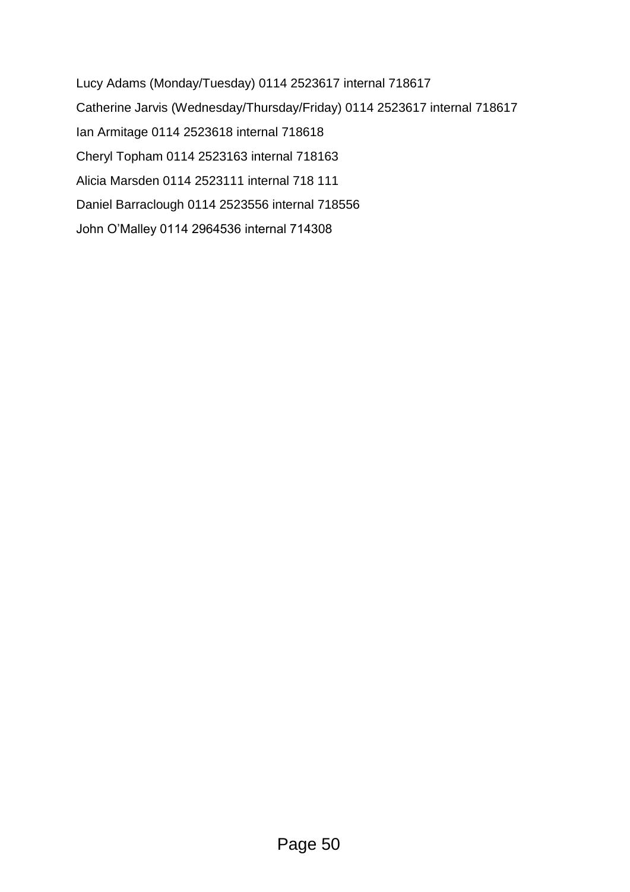Lucy Adams (Monday/Tuesday) 0114 2523617 internal 718617

Catherine Jarvis (Wednesday/Thursday/Friday) 0114 2523617 internal 718617

Ian Armitage 0114 2523618 internal 718618

Cheryl Topham 0114 2523163 internal 718163

Alicia Marsden 0114 2523111 internal 718 111

Daniel Barraclough 0114 2523556 internal 718556

John O’Malley 0114 2964536 internal 714308